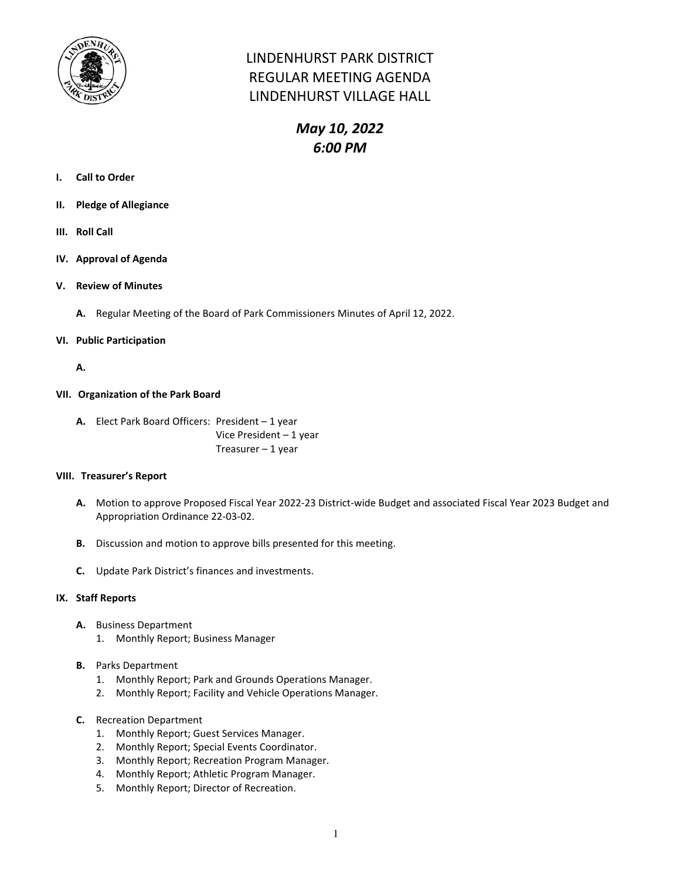# LINDENHURST PARK DISTRICT
# REGULAR MEETING AGENDA
# LINDENHURST VILLAGE HALL

## *May 10, 2022*
## *6:00 PM*

**I. Call to Order**

**II. Pledge of Allegiance**

**III. Roll Call**

**IV. Approval of Agenda**

**V. Review of Minutes**

- **A.** Regular Meeting of the Board of Park Commissioners Minutes of April 12, 2022.

**VI. Public Participation**

- **A.**

**VII. Organization of the Park Board**

- **A.** Elect Park Board Officers: President – 1 year
  Vice President – 1 year
  Treasurer – 1 year

**VIII. Treasurer's Report**

- **A.** Motion to approve Proposed Fiscal Year 2022-23 District-wide Budget and associated Fiscal Year 2023 Budget and Appropriation Ordinance 22-03-02.

- **B.** Discussion and motion to approve bills presented for this meeting.

- **C.** Update Park District's finances and investments.

**IX. Staff Reports**

- **A.** Business Department
  1. Monthly Report; Business Manager

- **B.** Parks Department
  1. Monthly Report; Park and Grounds Operations Manager.
  2. Monthly Report; Facility and Vehicle Operations Manager.

- **C.** Recreation Department
  1. Monthly Report; Guest Services Manager.
  2. Monthly Report; Special Events Coordinator.
  3. Monthly Report; Recreation Program Manager.
  4. Monthly Report; Athletic Program Manager.
  5. Monthly Report; Director of Recreation.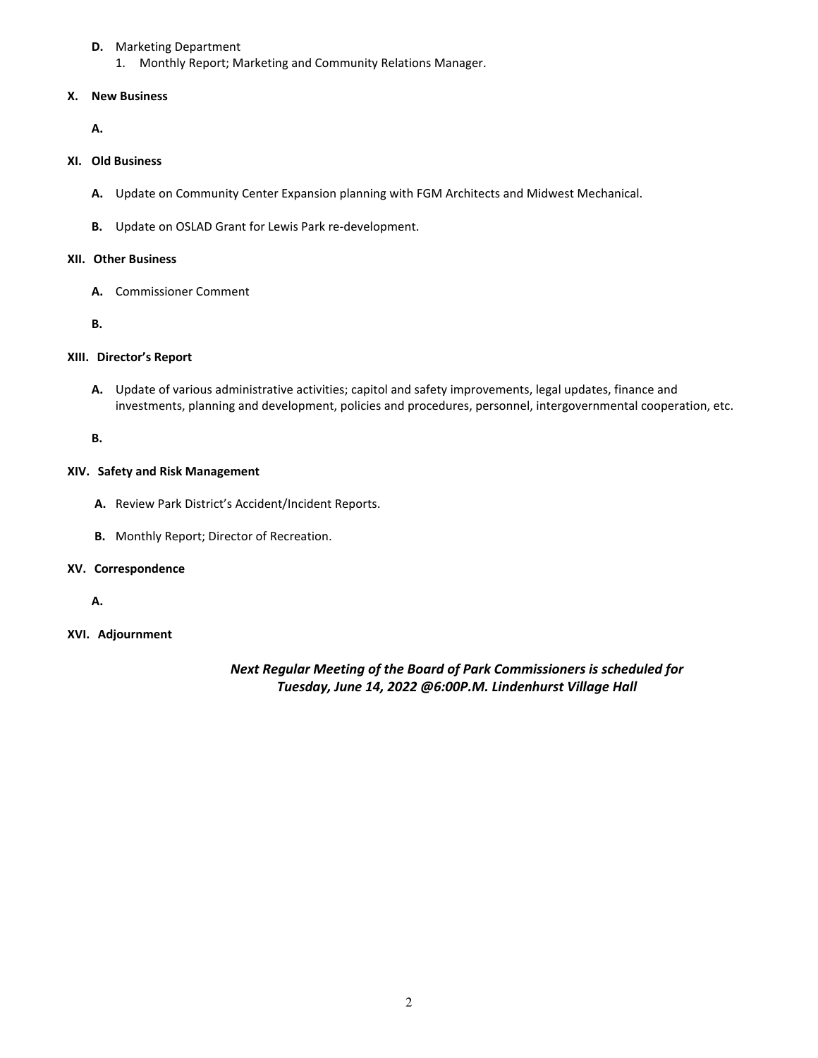**D.** Marketing Department

1. Monthly Report; Marketing and Community Relations Manager.

**X. New Business**

**A.**

**XI. Old Business**

**A.** Update on Community Center Expansion planning with FGM Architects and Midwest Mechanical.

**B.** Update on OSLAD Grant for Lewis Park re-development.

**XII. Other Business**

**A.** Commissioner Comment

**B.**

**XIII. Director's Report**

**A.** Update of various administrative activities; capitol and safety improvements, legal updates, finance and investments, planning and development, policies and procedures, personnel, intergovernmental cooperation, etc.

**B.**

**XIV. Safety and Risk Management**

**A.** Review Park District's Accident/Incident Reports.

**B.** Monthly Report; Director of Recreation.

**XV. Correspondence**

**A.**

**XVI. Adjournment**

***Next Regular Meeting of the Board of Park Commissioners is scheduled for Tuesday, June 14, 2022 @6:00P.M. Lindenhurst Village Hall***